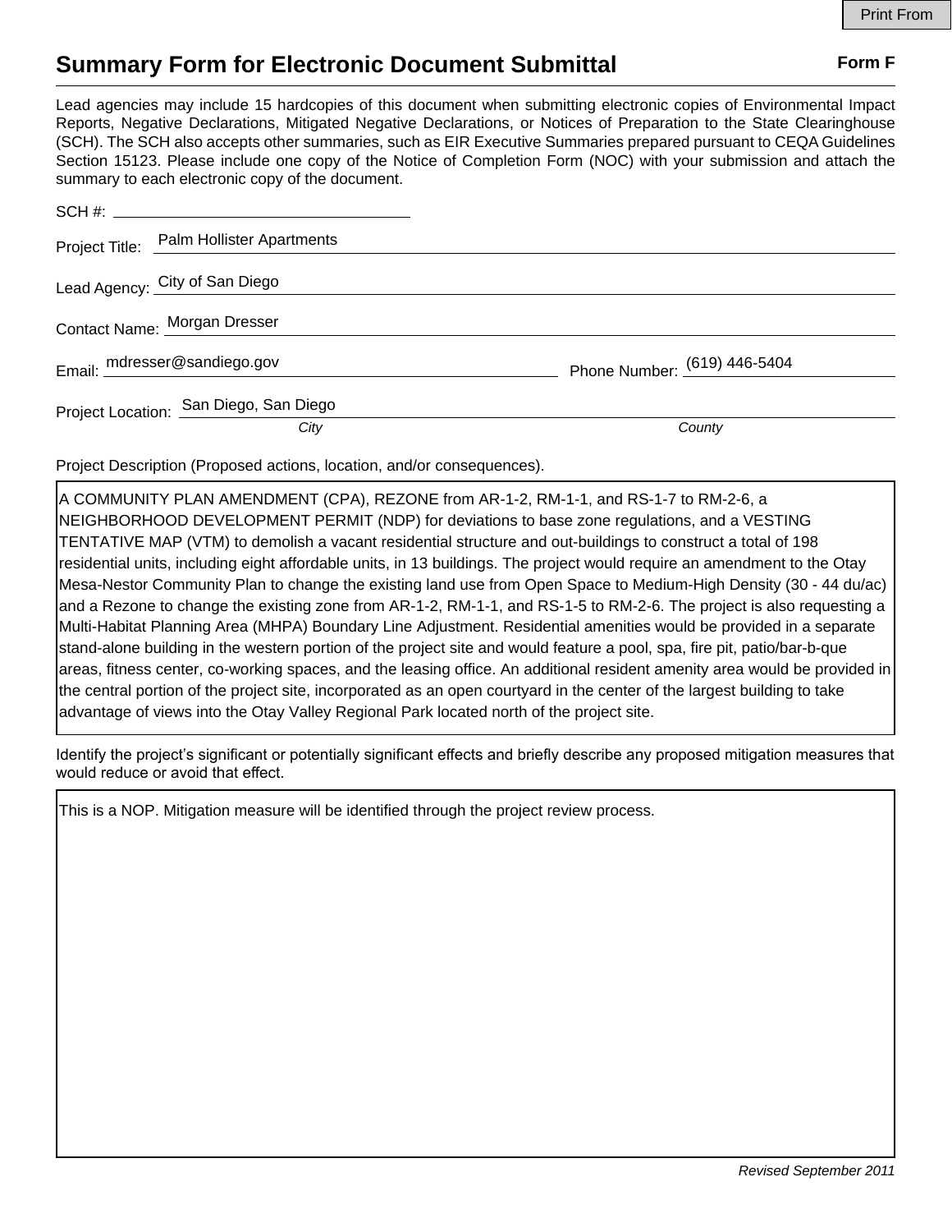# Summary Form for Electronic Document Submittal

**Form F**

Lead agencies may include 15 hardcopies of this document when submitting electronic copies of Environmental Impact Reports, Negative Declarations, Mitigated Negative Declarations, or Notices of Preparation to the State Clearinghouse (SCH). The SCH also accepts other summaries, such as EIR Executive Summaries prepared pursuant to CEQA Guidelines Section 15123. Please include one copy of the Notice of Completion Form (NOC) with your submission and attach the summary to each electronic copy of the document.

SCH #: 

Project Title: Palm Hollister Apartments

Lead Agency: City of San Diego

Contact Name: Morgan Dresser

Email: mdresser@sandiego.gov  Phone Number: (619) 446-5404

Project Location: San Diego, San Diego
*City* *County*

Project Description (Proposed actions, location, and/or consequences).

A COMMUNITY PLAN AMENDMENT (CPA), REZONE from AR-1-2, RM-1-1, and RS-1-7 to RM-2-6, a NEIGHBORHOOD DEVELOPMENT PERMIT (NDP) for deviations to base zone regulations, and a VESTING TENTATIVE MAP (VTM) to demolish a vacant residential structure and out-buildings to construct a total of 198 residential units, including eight affordable units, in 13 buildings. The project would require an amendment to the Otay Mesa-Nestor Community Plan to change the existing land use from Open Space to Medium-High Density (30 - 44 du/ac) and a Rezone to change the existing zone from AR-1-2, RM-1-1, and RS-1-5 to RM-2-6. The project is also requesting a Multi-Habitat Planning Area (MHPA) Boundary Line Adjustment. Residential amenities would be provided in a separate stand-alone building in the western portion of the project site and would feature a pool, spa, fire pit, patio/bar-b-que areas, fitness center, co-working spaces, and the leasing office. An additional resident amenity area would be provided in the central portion of the project site, incorporated as an open courtyard in the center of the largest building to take advantage of views into the Otay Valley Regional Park located north of the project site.

Identify the project's significant or potentially significant effects and briefly describe any proposed mitigation measures that would reduce or avoid that effect.

This is a NOP. Mitigation measure will be identified through the project review process.

*Revised September 2011*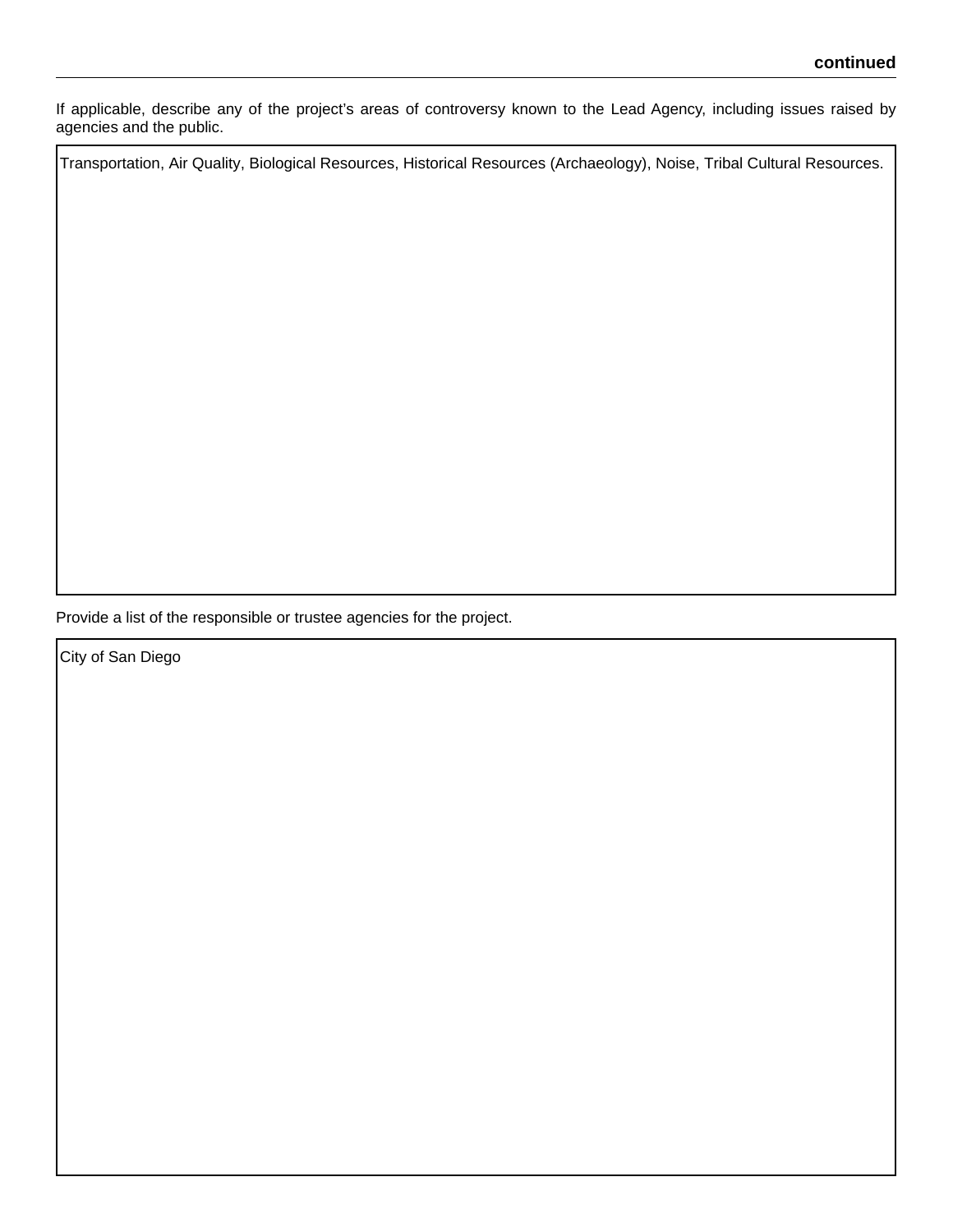**continued**

If applicable, describe any of the project's areas of controversy known to the Lead Agency, including issues raised by agencies and the public.

Transportation, Air Quality, Biological Resources, Historical Resources (Archaeology), Noise, Tribal Cultural Resources.

Provide a list of the responsible or trustee agencies for the project.

City of San Diego